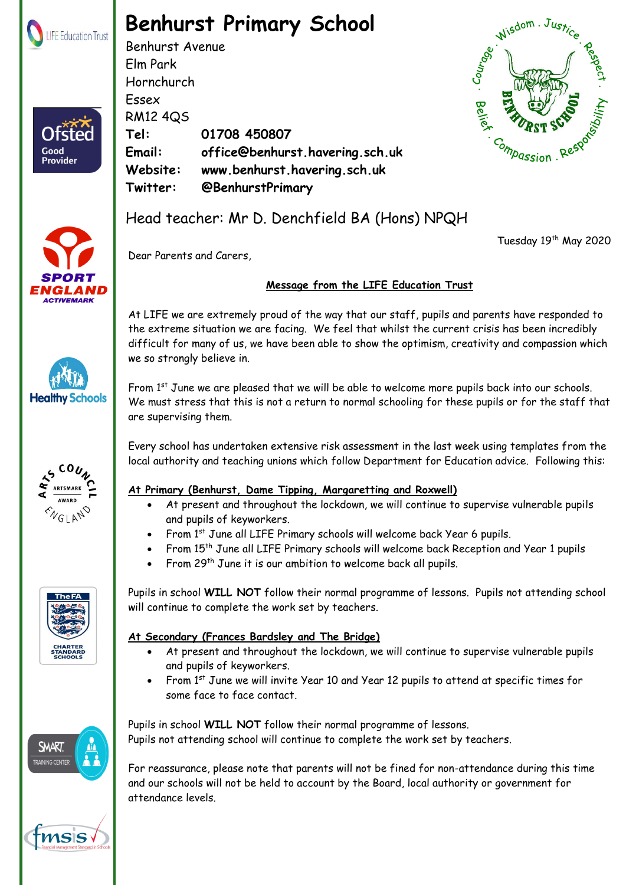# Benhurst Primary School

Benhurst Avenue
Elm Park
Hornchurch
Essex
RM12 4QS

**Tel:** **01708 450807**
**Email:** **office@benhurst.havering.sch.uk**
**Website:** **www.benhurst.havering.sch.uk**
**Twitter:** **@BenhurstPrimary**

Head teacher: Mr D. Denchfield BA (Hons) NPQH

Tuesday 19th May 2020

Dear Parents and Carers,

**Message from the LIFE Education Trust**

At LIFE we are extremely proud of the way that our staff, pupils and parents have responded to the extreme situation we are facing. We feel that whilst the current crisis has been incredibly difficult for many of us, we have been able to show the optimism, creativity and compassion which we so strongly believe in.

From 1st June we are pleased that we will be able to welcome more pupils back into our schools. We must stress that this is not a return to normal schooling for these pupils or for the staff that are supervising them.

Every school has undertaken extensive risk assessment in the last week using templates from the local authority and teaching unions which follow Department for Education advice. Following this:

**At Primary (Benhurst, Dame Tipping, Margaretting and Roxwell)**

- At present and throughout the lockdown, we will continue to supervise vulnerable pupils and pupils of keyworkers.
- From 1st June all LIFE Primary schools will welcome back Year 6 pupils.
- From 15th June all LIFE Primary schools will welcome back Reception and Year 1 pupils
- From 29th June it is our ambition to welcome back all pupils.

Pupils in school **WILL NOT** follow their normal programme of lessons. Pupils not attending school will continue to complete the work set by teachers.

**At Secondary (Frances Bardsley and The Bridge)**

- At present and throughout the lockdown, we will continue to supervise vulnerable pupils and pupils of keyworkers.
- From 1st June we will invite Year 10 and Year 12 pupils to attend at specific times for some face to face contact.

Pupils in school **WILL NOT** follow their normal programme of lessons.
Pupils not attending school will continue to complete the work set by teachers.

For reassurance, please note that parents will not be fined for non-attendance during this time and our schools will not be held to account by the Board, local authority or government for attendance levels.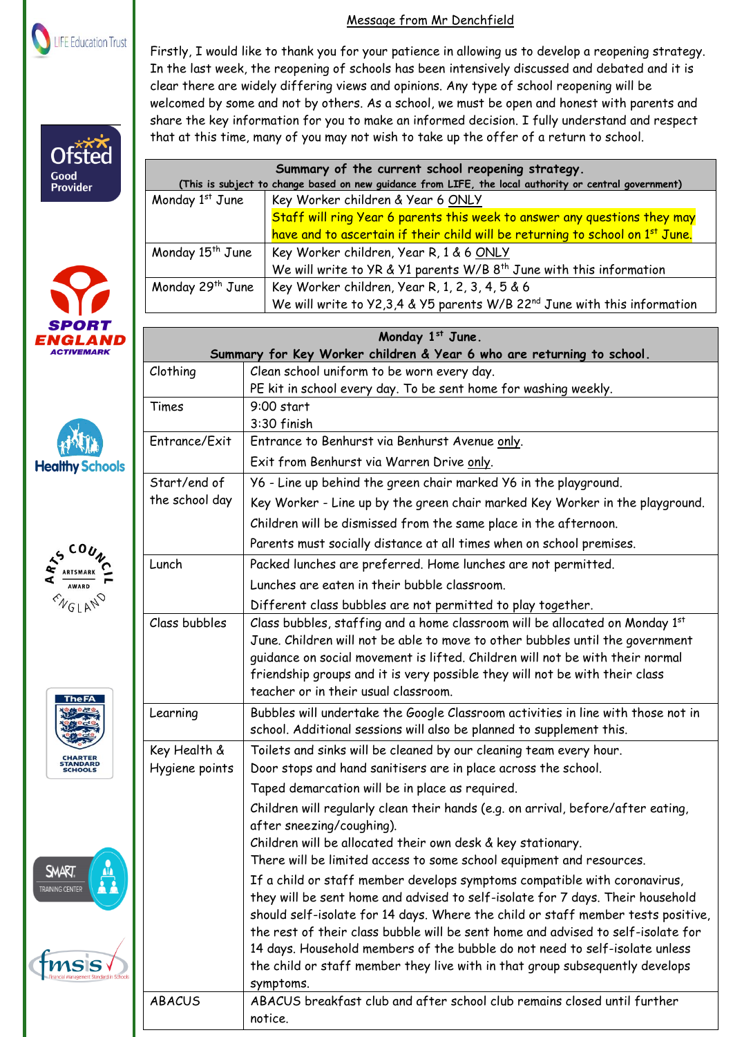# Message from Mr Denchfield

Firstly, I would like to thank you for your patience in allowing us to develop a reopening strategy. In the last week, the reopening of schools has been intensively discussed and debated and it is clear there are widely differing views and opinions. Any type of school reopening will be welcomed by some and not by others. As a school, we must be open and honest with parents and share the key information for you to make an informed decision. I fully understand and respect that at this time, many of you may not wish to take up the offer of a return to school.

| **Summary of the current school reopening strategy.** (This is subject to change based on new guidance from LIFE, the local authority or central government) | |
|---|---|
| Monday 1st June | Key Worker children & Year 6 ONLY<br>Staff will ring Year 6 parents this week to answer any questions they may have and to ascertain if their child will be returning to school on 1st June. |
| Monday 15th June | Key Worker children, Year R, 1 & 6 ONLY<br>We will write to YR & Y1 parents W/B 8th June with this information |
| Monday 29th June | Key Worker children, Year R, 1, 2, 3, 4, 5 & 6<br>We will write to Y2,3,4 & Y5 parents W/B 22nd June with this information |

| **Monday 1st June. Summary for Key Worker children & Year 6 who are returning to school.** | |
|---|---|
| Clothing | Clean school uniform to be worn every day.<br>PE kit in school every day. To be sent home for washing weekly. |
| Times | 9:00 start<br>3:30 finish |
| Entrance/Exit | Entrance to Benhurst via Benhurst Avenue only.<br>Exit from Benhurst via Warren Drive only. |
| Start/end of the school day | Y6 - Line up behind the green chair marked Y6 in the playground.<br>Key Worker - Line up by the green chair marked Key Worker in the playground.<br>Children will be dismissed from the same place in the afternoon.<br>Parents must socially distance at all times when on school premises. |
| Lunch | Packed lunches are preferred. Home lunches are not permitted.<br>Lunches are eaten in their bubble classroom.<br>Different class bubbles are not permitted to play together. |
| Class bubbles | Class bubbles, staffing and a home classroom will be allocated on Monday 1st June. Children will not be able to move to other bubbles until the government guidance on social movement is lifted. Children will not be with their normal friendship groups and it is very possible they will not be with their class teacher or in their usual classroom. |
| Learning | Bubbles will undertake the Google Classroom activities in line with those not in school. Additional sessions will also be planned to supplement this. |
| Key Health & Hygiene points | Toilets and sinks will be cleaned by our cleaning team every hour.<br>Door stops and hand sanitisers are in place across the school.<br>Taped demarcation will be in place as required.<br>Children will regularly clean their hands (e.g. on arrival, before/after eating, after sneezing/coughing).<br>Children will be allocated their own desk & key stationary.<br>There will be limited access to some school equipment and resources.<br>If a child or staff member develops symptoms compatible with coronavirus, they will be sent home and advised to self-isolate for 7 days. Their household should self-isolate for 14 days. Where the child or staff member tests positive, the rest of their class bubble will be sent home and advised to self-isolate for 14 days. Household members of the bubble do not need to self-isolate unless the child or staff member they live with in that group subsequently develops symptoms. |
| ABACUS | ABACUS breakfast club and after school club remains closed until further notice. |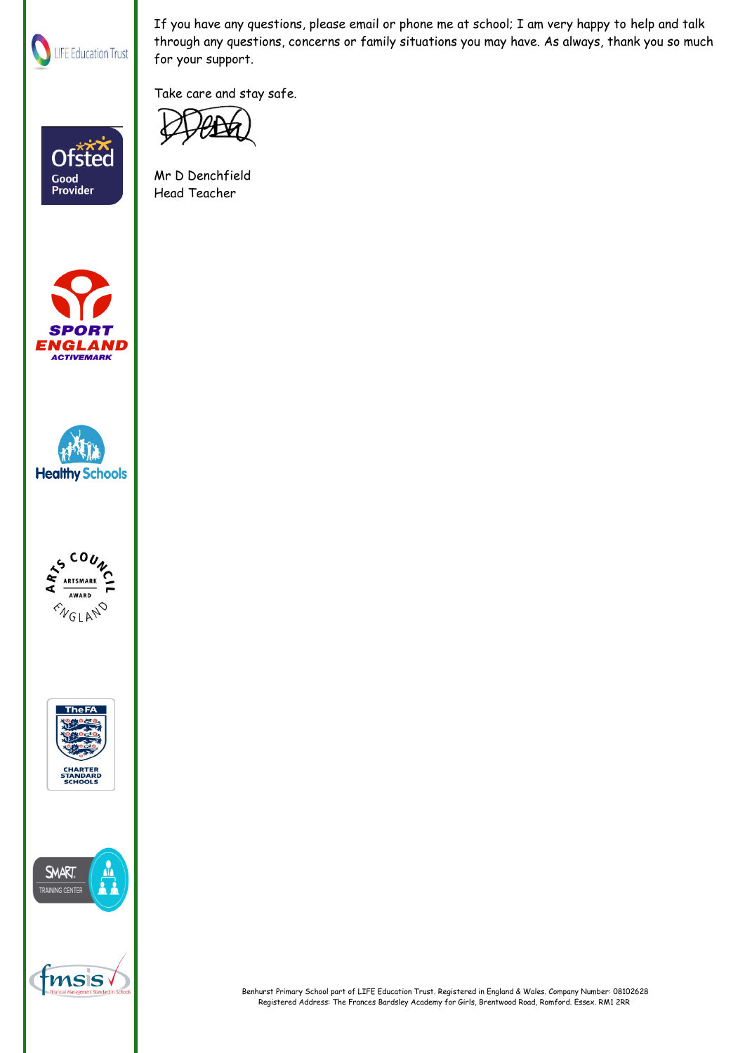If you have any questions, please email or phone me at school; I am very happy to help and talk through any questions, concerns or family situations you may have. As always, thank you so much for your support.

Take care and stay safe.

Mr D Denchfield
Head Teacher

Benhurst Primary School part of LIFE Education Trust. Registered in England & Wales. Company Number: 08102628
Registered Address: The Frances Bardsley Academy for Girls, Brentwood Road, Romford. Essex. RM1 2RR